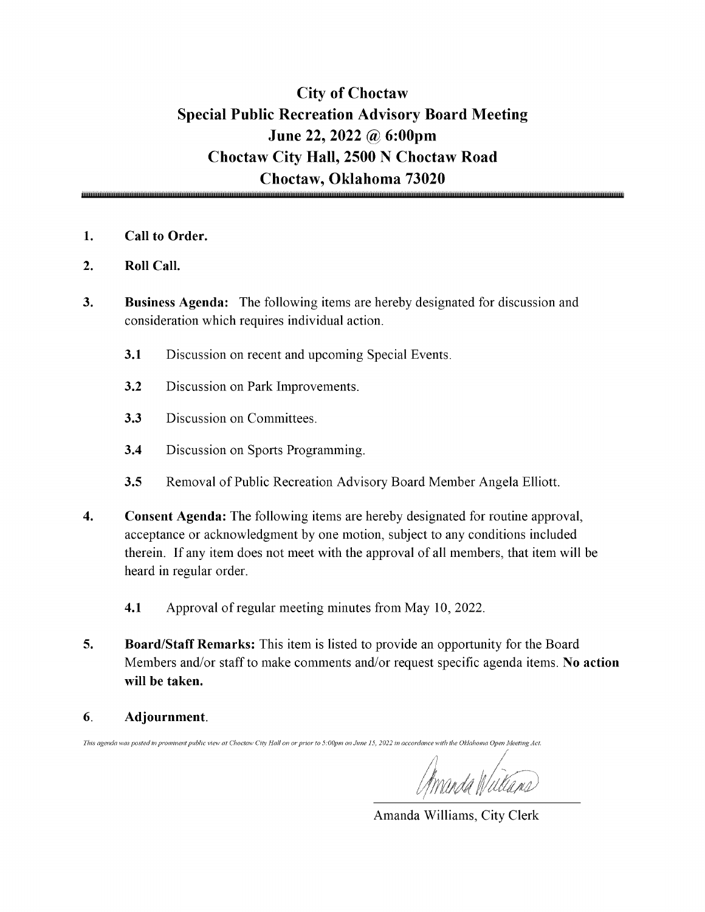# City of Choctaw
## Special Public Recreation Advisory Board Meeting
## June 22, 2022 @ 6:00pm
## Choctaw City Hall, 2500 N Choctaw Road
## Choctaw, Oklahoma 73020

1. **Call to Order.**

2. **Roll Call.**

3. **Business Agenda:** The following items are hereby designated for discussion and consideration which requires individual action.

   **3.1** Discussion on recent and upcoming Special Events.

   **3.2** Discussion on Park Improvements.

   **3.3** Discussion on Committees.

   **3.4** Discussion on Sports Programming.

   **3.5** Removal of Public Recreation Advisory Board Member Angela Elliott.

4. **Consent Agenda:** The following items are hereby designated for routine approval, acceptance or acknowledgment by one motion, subject to any conditions included therein. If any item does not meet with the approval of all members, that item will be heard in regular order.

   **4.1** Approval of regular meeting minutes from May 10, 2022.

5. **Board/Staff Remarks:** This item is listed to provide an opportunity for the Board Members and/or staff to make comments and/or request specific agenda items. **No action will be taken.**

6. **Adjournment.**

*This agenda was posted in prominent public view at Choctaw City Hall on or prior to 5:00pm on June 15, 2022 in accordance with the Oklahoma Open Meeting Act.*

Amanda Williams, City Clerk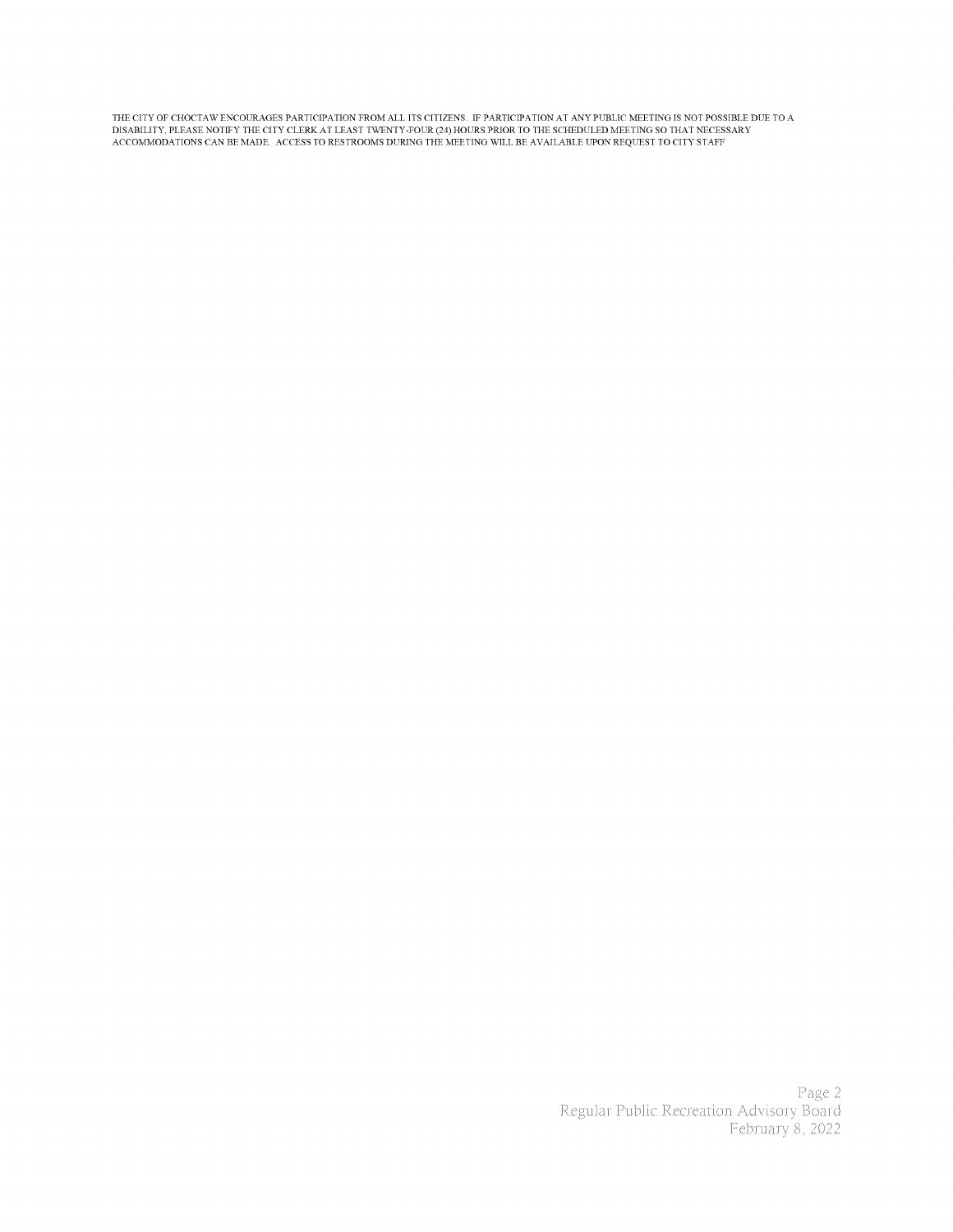THE CITY OF CHOCTAW ENCOURAGES PARTICIPATION FROM ALL ITS CITIZENS. IF PARTICIPATION AT ANY PUBLIC MEETING IS NOT POSSIBLE DUE TO A DISABILITY, PLEASE NOTIFY THE CITY CLERK AT LEAST TWENTY-FOUR (24) HOURS PRIOR TO THE SCHEDULED MEETING SO THAT NECESSARY ACCOMMODATIONS CAN BE MADE. ACCESS TO RESTROOMS DURING THE MEETING WILL BE AVAILABLE UPON REQUEST TO CITY STAFF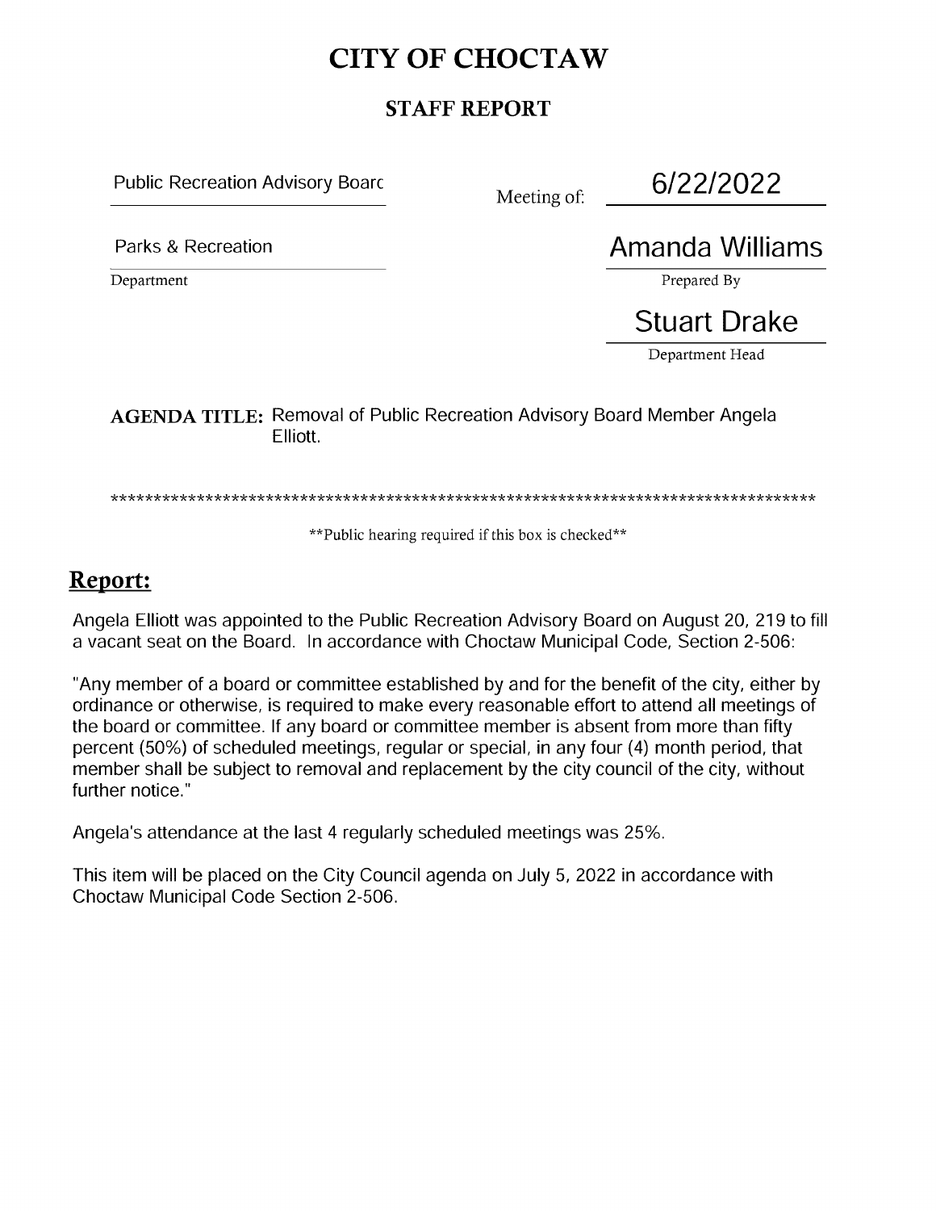# CITY OF CHOCTAW

## STAFF REPORT

Public Recreation Advisory Boarc

Meeting of: 6/22/2022

Parks & Recreation
Department

Amanda Williams
Prepared By

Stuart Drake
Department Head

**AGENDA TITLE:** Removal of Public Recreation Advisory Board Member Angela Elliott.

*************************************************************************************

**Public hearing required if this box is checked**

## Report:

Angela Elliott was appointed to the Public Recreation Advisory Board on August 20, 219 to fill a vacant seat on the Board. In accordance with Choctaw Municipal Code, Section 2-506:

"Any member of a board or committee established by and for the benefit of the city, either by ordinance or otherwise, is required to make every reasonable effort to attend all meetings of the board or committee. If any board or committee member is absent from more than fifty percent (50%) of scheduled meetings, regular or special, in any four (4) month period, that member shall be subject to removal and replacement by the city council of the city, without further notice."

Angela's attendance at the last 4 regularly scheduled meetings was 25%.

This item will be placed on the City Council agenda on July 5, 2022 in accordance with Choctaw Municipal Code Section 2-506.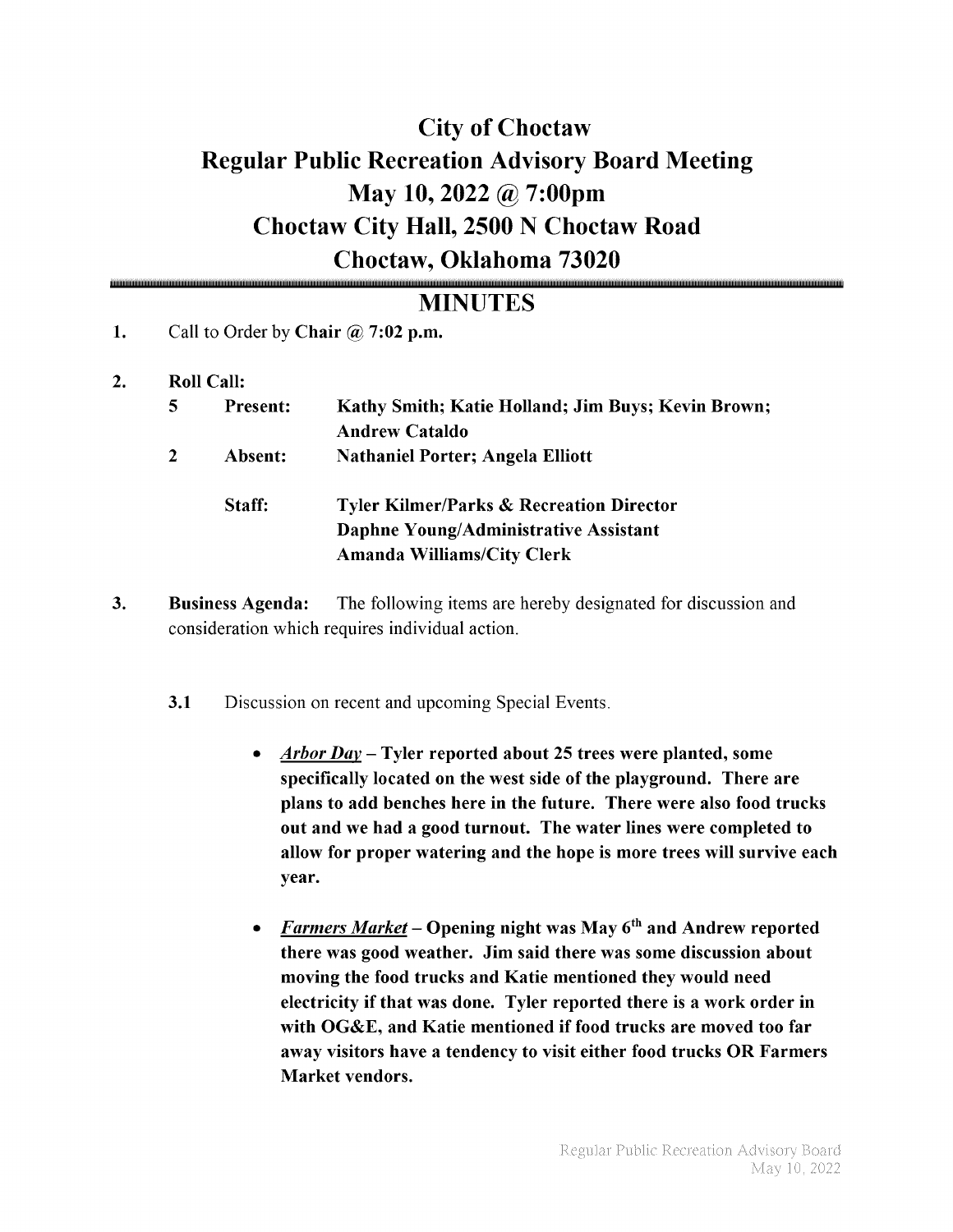# City of Choctaw
# Regular Public Recreation Advisory Board Meeting
# May 10, 2022 @ 7:00pm
# Choctaw City Hall, 2500 N Choctaw Road
# Choctaw, Oklahoma 73020

## MINUTES

1. Call to Order by **Chair @ 7:02 p.m.**

2. **Roll Call:**

| | | |
|---|---|---|
| **5** | **Present:** | **Kathy Smith; Katie Holland; Jim Buys; Kevin Brown; Andrew Cataldo** |
| **2** | **Absent:** | **Nathaniel Porter; Angela Elliott** |
| | **Staff:** | **Tyler Kilmer/Parks & Recreation Director**<br>**Daphne Young/Administrative Assistant**<br>**Amanda Williams/City Clerk** |

3. **Business Agenda:** The following items are hereby designated for discussion and consideration which requires individual action.

   **3.1** Discussion on recent and upcoming Special Events.

   - ***Arbor Day*** **– Tyler reported about 25 trees were planted, some specifically located on the west side of the playground. There are plans to add benches here in the future. There were also food trucks out and we had a good turnout. The water lines were completed to allow for proper watering and the hope is more trees will survive each year.**

   - ***Farmers Market*** **– Opening night was May 6th and Andrew reported there was good weather. Jim said there was some discussion about moving the food trucks and Katie mentioned they would need electricity if that was done. Tyler reported there is a work order in with OG&E, and Katie mentioned if food trucks are moved too far away visitors have a tendency to visit either food trucks OR Farmers Market vendors.**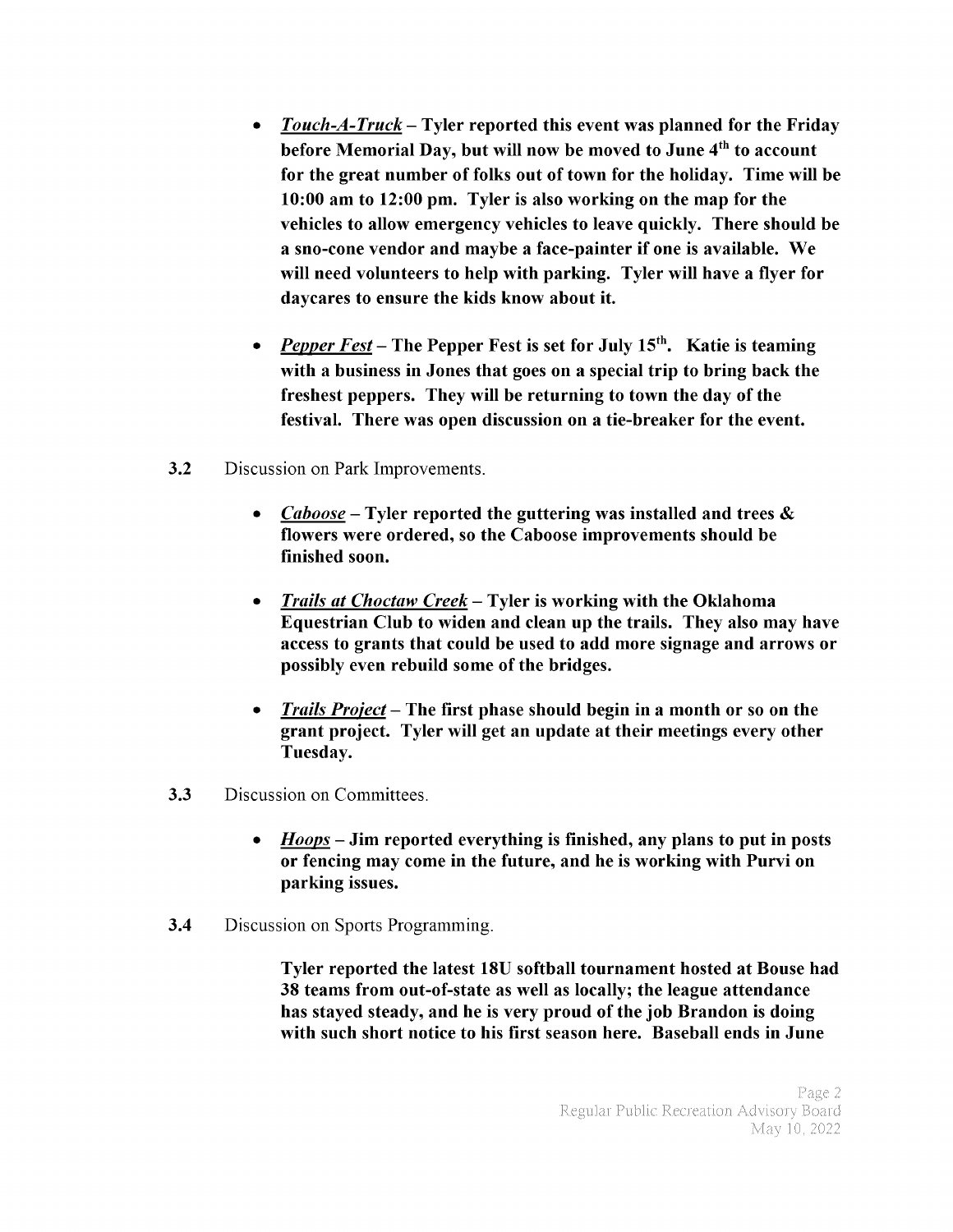- ***Touch-A-Truck*** **– Tyler reported this event was planned for the Friday before Memorial Day, but will now be moved to June 4th to account for the great number of folks out of town for the holiday. Time will be 10:00 am to 12:00 pm. Tyler is also working on the map for the vehicles to allow emergency vehicles to leave quickly. There should be a sno-cone vendor and maybe a face-painter if one is available. We will need volunteers to help with parking. Tyler will have a flyer for daycares to ensure the kids know about it.**

- ***Pepper Fest*** **– The Pepper Fest is set for July 15th. Katie is teaming with a business in Jones that goes on a special trip to bring back the freshest peppers. They will be returning to town the day of the festival. There was open discussion on a tie-breaker for the event.**

**3.2** Discussion on Park Improvements.

- ***Caboose*** **– Tyler reported the guttering was installed and trees & flowers were ordered, so the Caboose improvements should be finished soon.**

- ***Trails at Choctaw Creek*** **– Tyler is working with the Oklahoma Equestrian Club to widen and clean up the trails. They also may have access to grants that could be used to add more signage and arrows or possibly even rebuild some of the bridges.**

- ***Trails Project*** **– The first phase should begin in a month or so on the grant project. Tyler will get an update at their meetings every other Tuesday.**

**3.3** Discussion on Committees.

- ***Hoops*** **– Jim reported everything is finished, any plans to put in posts or fencing may come in the future, and he is working with Purvi on parking issues.**

**3.4** Discussion on Sports Programming.

**Tyler reported the latest 18U softball tournament hosted at Bouse had 38 teams from out-of-state as well as locally; the league attendance has stayed steady, and he is very proud of the job Brandon is doing with such short notice to his first season here. Baseball ends in June**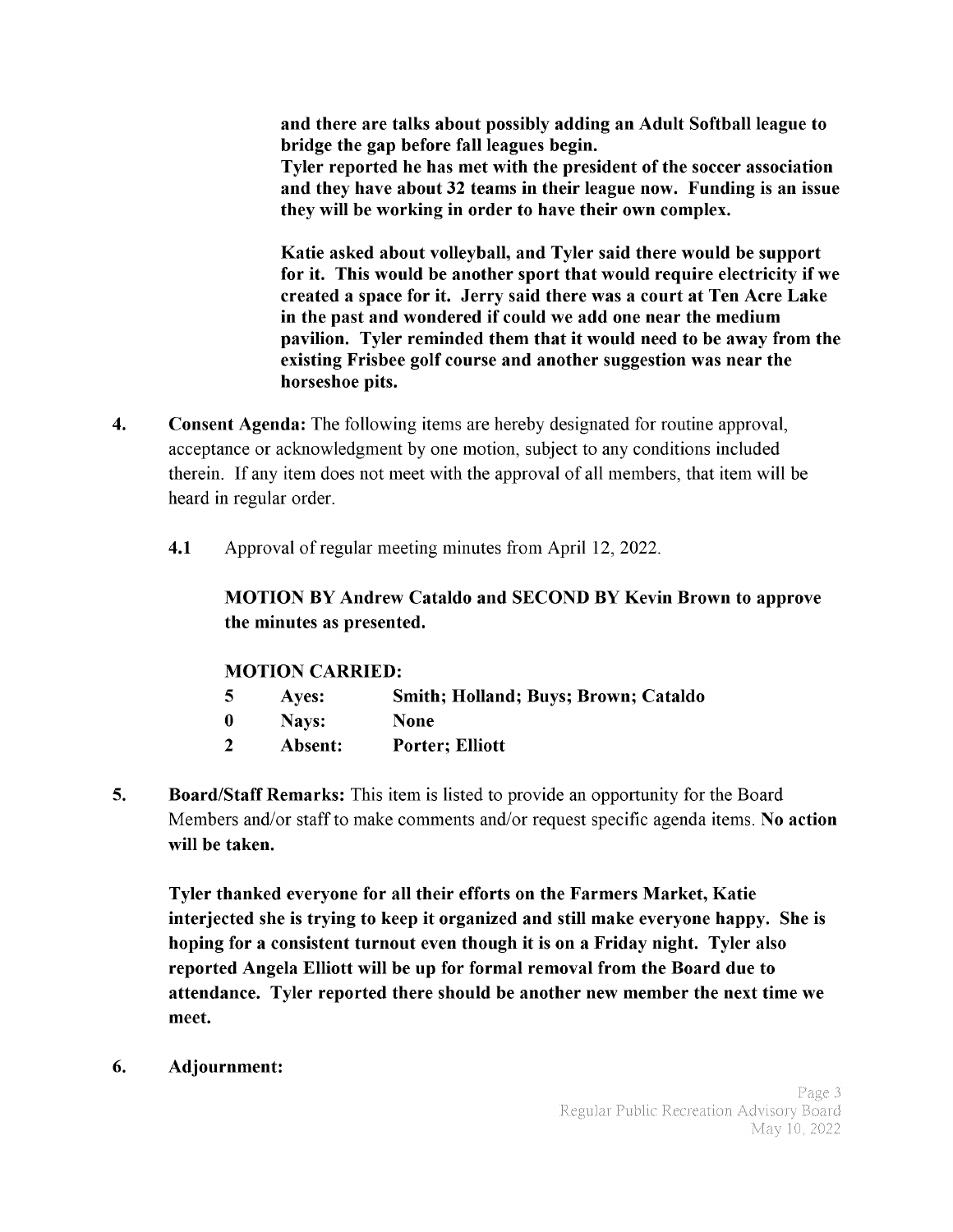**and there are talks about possibly adding an Adult Softball league to bridge the gap before fall leagues begin.**
**Tyler reported he has met with the president of the soccer association and they have about 32 teams in their league now. Funding is an issue they will be working in order to have their own complex.**

**Katie asked about volleyball, and Tyler said there would be support for it. This would be another sport that would require electricity if we created a space for it. Jerry said there was a court at Ten Acre Lake in the past and wondered if could we add one near the medium pavilion. Tyler reminded them that it would need to be away from the existing Frisbee golf course and another suggestion was near the horseshoe pits.**

**4. Consent Agenda:** The following items are hereby designated for routine approval, acceptance or acknowledgment by one motion, subject to any conditions included therein. If any item does not meet with the approval of all members, that item will be heard in regular order.

**4.1** Approval of regular meeting minutes from April 12, 2022.

**MOTION BY Andrew Cataldo and SECOND BY Kevin Brown to approve the minutes as presented.**

**MOTION CARRIED:**

| | | |
|---|---|---|
| **5** | **Ayes:** | **Smith; Holland; Buys; Brown; Cataldo** |
| **0** | **Nays:** | **None** |
| **2** | **Absent:** | **Porter; Elliott** |

**5. Board/Staff Remarks:** This item is listed to provide an opportunity for the Board Members and/or staff to make comments and/or request specific agenda items. **No action will be taken.**

**Tyler thanked everyone for all their efforts on the Farmers Market, Katie interjected she is trying to keep it organized and still make everyone happy. She is hoping for a consistent turnout even though it is on a Friday night. Tyler also reported Angela Elliott will be up for formal removal from the Board due to attendance. Tyler reported there should be another new member the next time we meet.**

**6. Adjournment:**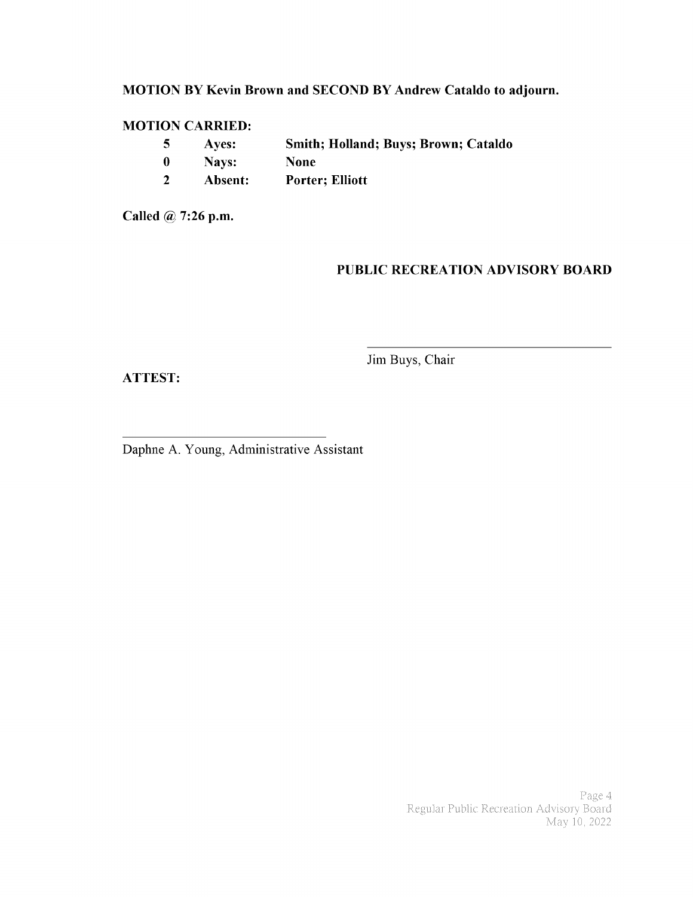**MOTION BY Kevin Brown and SECOND BY Andrew Cataldo to adjourn.**

**MOTION CARRIED:**

| | | |
|---|---|---|
| **5** | **Ayes:** | **Smith; Holland; Buys; Brown; Cataldo** |
| **0** | **Nays:** | **None** |
| **2** | **Absent:** | **Porter; Elliott** |

**Called @ 7:26 p.m.**

**PUBLIC RECREATION ADVISORY BOARD**

\_\_\_\_\_\_\_\_\_\_\_\_\_\_\_\_\_\_\_\_\_\_\_\_\_\_\_\_\_\_\_\_

Jim Buys, Chair

**ATTEST:**

\_\_\_\_\_\_\_\_\_\_\_\_\_\_\_\_\_\_\_\_\_\_\_\_\_\_\_\_\_\_\_\_

Daphne A. Young, Administrative Assistant